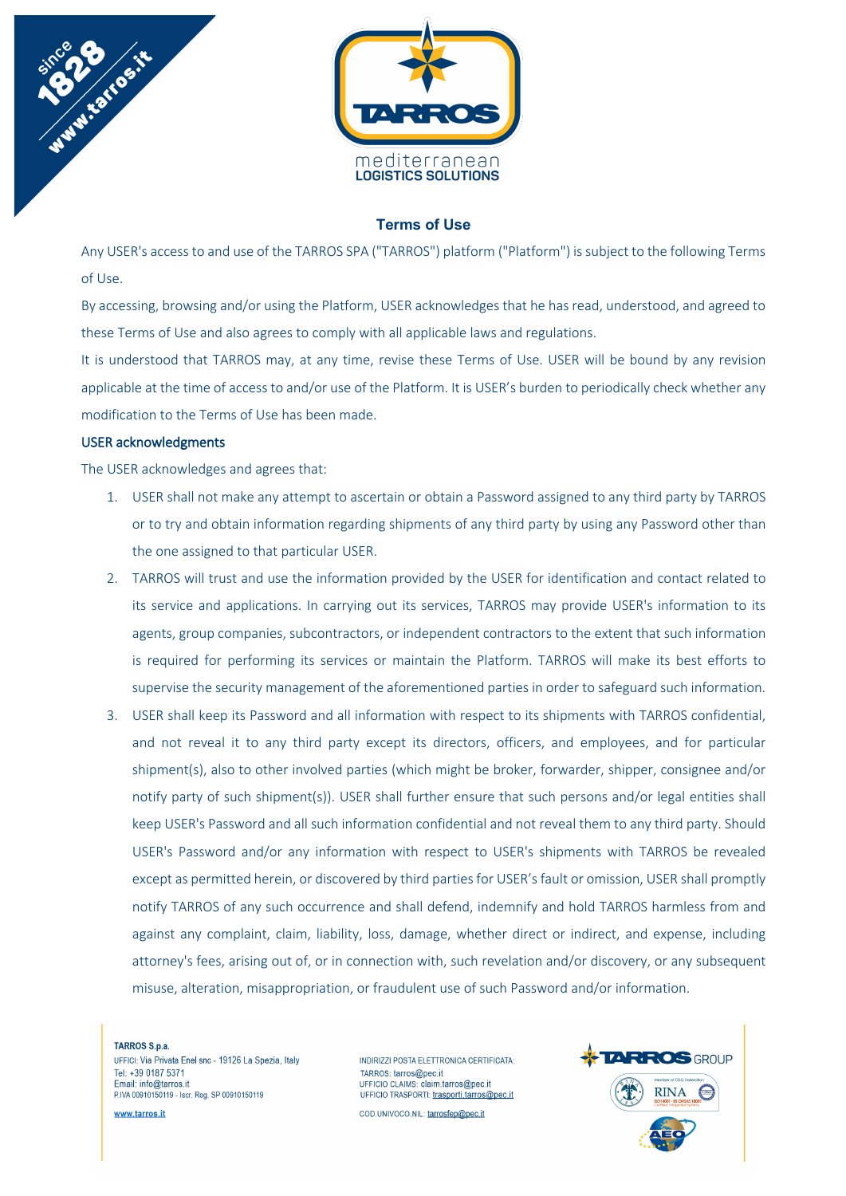## Terms of Use

Any USER's access to and use of the TARROS SPA ("TARROS") platform ("Platform") is subject to the following Terms of Use.

By accessing, browsing and/or using the Platform, USER acknowledges that he has read, understood, and agreed to these Terms of Use and also agrees to comply with all applicable laws and regulations.

It is understood that TARROS may, at any time, revise these Terms of Use. USER will be bound by any revision applicable at the time of access to and/or use of the Platform. It is USER's burden to periodically check whether any modification to the Terms of Use has been made.

### USER acknowledgments

The USER acknowledges and agrees that:

1. USER shall not make any attempt to ascertain or obtain a Password assigned to any third party by TARROS or to try and obtain information regarding shipments of any third party by using any Password other than the one assigned to that particular USER.
2. TARROS will trust and use the information provided by the USER for identification and contact related to its service and applications. In carrying out its services, TARROS may provide USER's information to its agents, group companies, subcontractors, or independent contractors to the extent that such information is required for performing its services or maintain the Platform. TARROS will make its best efforts to supervise the security management of the aforementioned parties in order to safeguard such information.
3. USER shall keep its Password and all information with respect to its shipments with TARROS confidential, and not reveal it to any third party except its directors, officers, and employees, and for particular shipment(s), also to other involved parties (which might be broker, forwarder, shipper, consignee and/or notify party of such shipment(s)). USER shall further ensure that such persons and/or legal entities shall keep USER's Password and all such information confidential and not reveal them to any third party. Should USER's Password and/or any information with respect to USER's shipments with TARROS be revealed except as permitted herein, or discovered by third parties for USER's fault or omission, USER shall promptly notify TARROS of any such occurrence and shall defend, indemnify and hold TARROS harmless from and against any complaint, claim, liability, loss, damage, whether direct or indirect, and expense, including attorney's fees, arising out of, or in connection with, such revelation and/or discovery, or any subsequent misuse, alteration, misappropriation, or fraudulent use of such Password and/or information.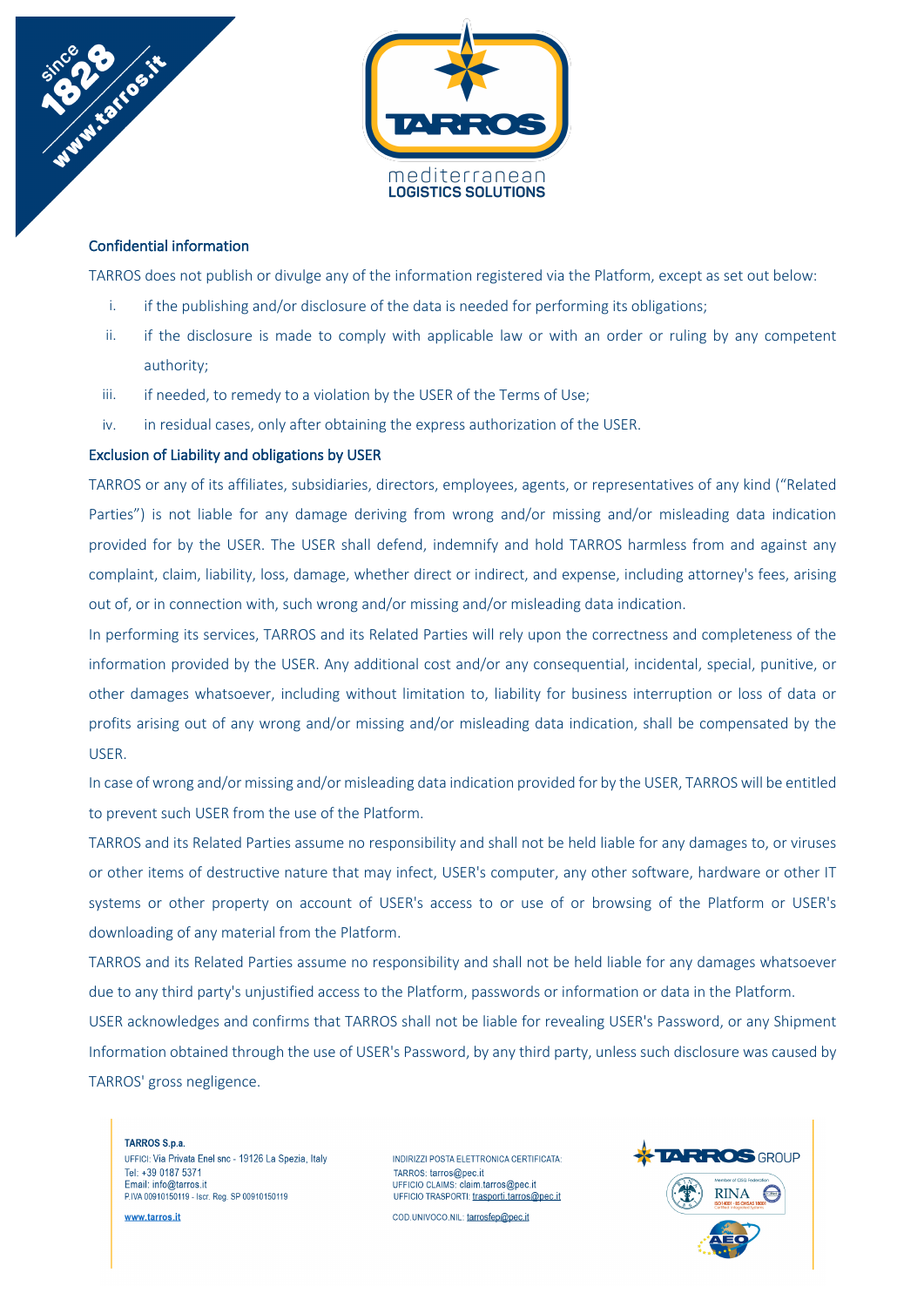## Confidential information

TARROS does not publish or divulge any of the information registered via the Platform, except as set out below:

i. if the publishing and/or disclosure of the data is needed for performing its obligations;
ii. if the disclosure is made to comply with applicable law or with an order or ruling by any competent authority;
iii. if needed, to remedy to a violation by the USER of the Terms of Use;
iv. in residual cases, only after obtaining the express authorization of the USER.

## Exclusion of Liability and obligations by USER

TARROS or any of its affiliates, subsidiaries, directors, employees, agents, or representatives of any kind ("Related Parties") is not liable for any damage deriving from wrong and/or missing and/or misleading data indication provided for by the USER. The USER shall defend, indemnify and hold TARROS harmless from and against any complaint, claim, liability, loss, damage, whether direct or indirect, and expense, including attorney's fees, arising out of, or in connection with, such wrong and/or missing and/or misleading data indication.

In performing its services, TARROS and its Related Parties will rely upon the correctness and completeness of the information provided by the USER. Any additional cost and/or any consequential, incidental, special, punitive, or other damages whatsoever, including without limitation to, liability for business interruption or loss of data or profits arising out of any wrong and/or missing and/or misleading data indication, shall be compensated by the USER.

In case of wrong and/or missing and/or misleading data indication provided for by the USER, TARROS will be entitled to prevent such USER from the use of the Platform.

TARROS and its Related Parties assume no responsibility and shall not be held liable for any damages to, or viruses or other items of destructive nature that may infect, USER's computer, any other software, hardware or other IT systems or other property on account of USER's access to or use of or browsing of the Platform or USER's downloading of any material from the Platform.

TARROS and its Related Parties assume no responsibility and shall not be held liable for any damages whatsoever due to any third party's unjustified access to the Platform, passwords or information or data in the Platform.

USER acknowledges and confirms that TARROS shall not be liable for revealing USER's Password, or any Shipment Information obtained through the use of USER's Password, by any third party, unless such disclosure was caused by TARROS' gross negligence.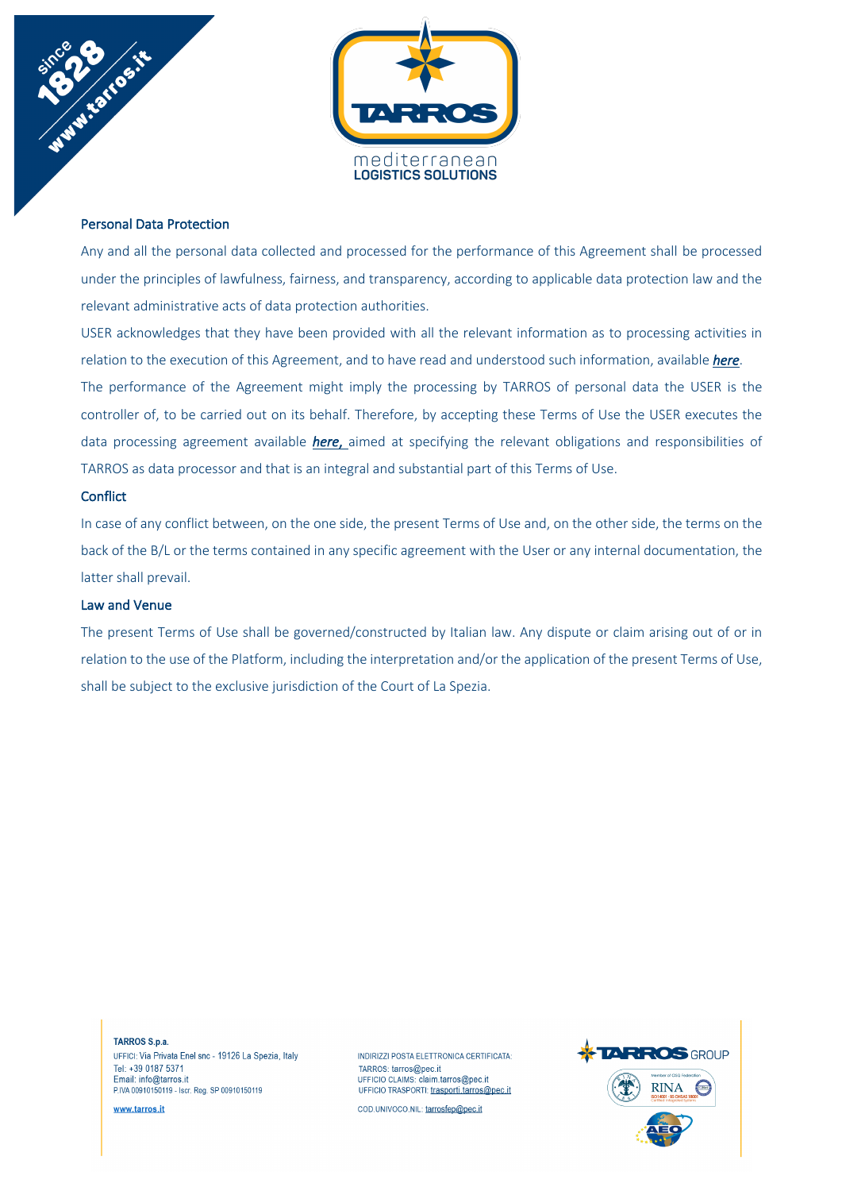## Personal Data Protection

Any and all the personal data collected and processed for the performance of this Agreement shall be processed under the principles of lawfulness, fairness, and transparency, according to applicable data protection law and the relevant administrative acts of data protection authorities.

USER acknowledges that they have been provided with all the relevant information as to processing activities in relation to the execution of this Agreement, and to have read and understood such information, available ***here***.

The performance of the Agreement might imply the processing by TARROS of personal data the USER is the controller of, to be carried out on its behalf. Therefore, by accepting these Terms of Use the USER executes the data processing agreement available ***here,*** aimed at specifying the relevant obligations and responsibilities of TARROS as data processor and that is an integral and substantial part of this Terms of Use.

## Conflict

In case of any conflict between, on the one side, the present Terms of Use and, on the other side, the terms on the back of the B/L or the terms contained in any specific agreement with the User or any internal documentation, the latter shall prevail.

## Law and Venue

The present Terms of Use shall be governed/constructed by Italian law. Any dispute or claim arising out of or in relation to the use of the Platform, including the interpretation and/or the application of the present Terms of Use, shall be subject to the exclusive jurisdiction of the Court of La Spezia.